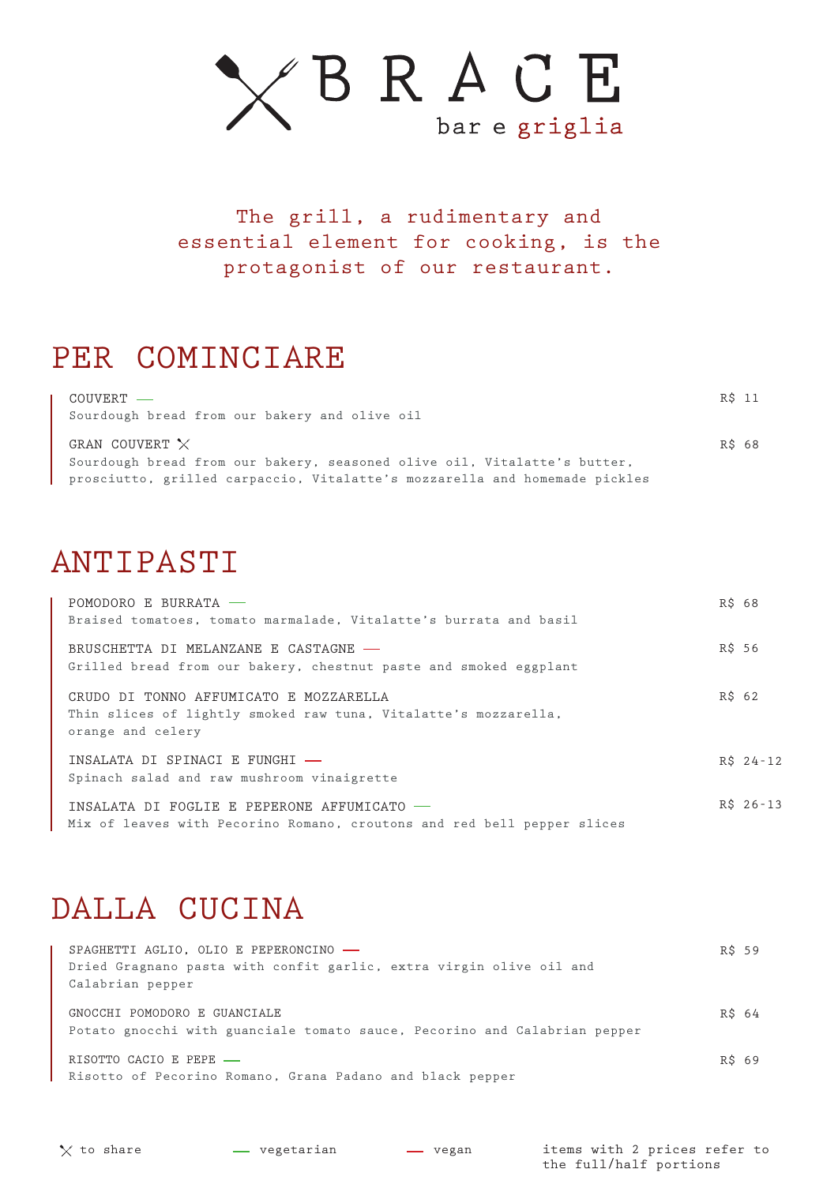# BRACE

bar e griglia

The grill, a rudimentary and essential element for cooking, is the protagonist of our restaurant.

## PER COMINCIARE

COUVERT — R$ 11
Sourdough bread from our bakery and olive oil

GRAN COUVERT ✕ R$ 68
Sourdough bread from our bakery, seasoned olive oil, Vitalatte's butter, prosciutto, grilled carpaccio, Vitalatte's mozzarella and homemade pickles

## ANTIPASTI

POMODORO E BURRATA — R$ 68
Braised tomatoes, tomato marmalade, Vitalatte's burrata and basil

BRUSCHETTA DI MELANZANE E CASTAGNE — R$ 56
Grilled bread from our bakery, chestnut paste and smoked eggplant

CRUDO DI TONNO AFFUMICATO E MOZZARELLA R$ 62
Thin slices of lightly smoked raw tuna, Vitalatte's mozzarella, orange and celery

INSALATA DI SPINACI E FUNGHI — R$ 24-12
Spinach salad and raw mushroom vinaigrette

INSALATA DI FOGLIE E PEPERONE AFFUMICATO — R$ 26-13
Mix of leaves with Pecorino Romano, croutons and red bell pepper slices

## DALLA CUCINA

SPAGHETTI AGLIO, OLIO E PEPERONCINO — R$ 59
Dried Gragnano pasta with confit garlic, extra virgin olive oil and Calabrian pepper

GNOCCHI POMODORO E GUANCIALE R$ 64
Potato gnocchi with guanciale tomato sauce, Pecorino and Calabrian pepper

RISOTTO CACIO E PEPE — R$ 69
Risotto of Pecorino Romano, Grana Padano and black pepper

✕ to share — vegetarian — vegan items with 2 prices refer to the full/half portions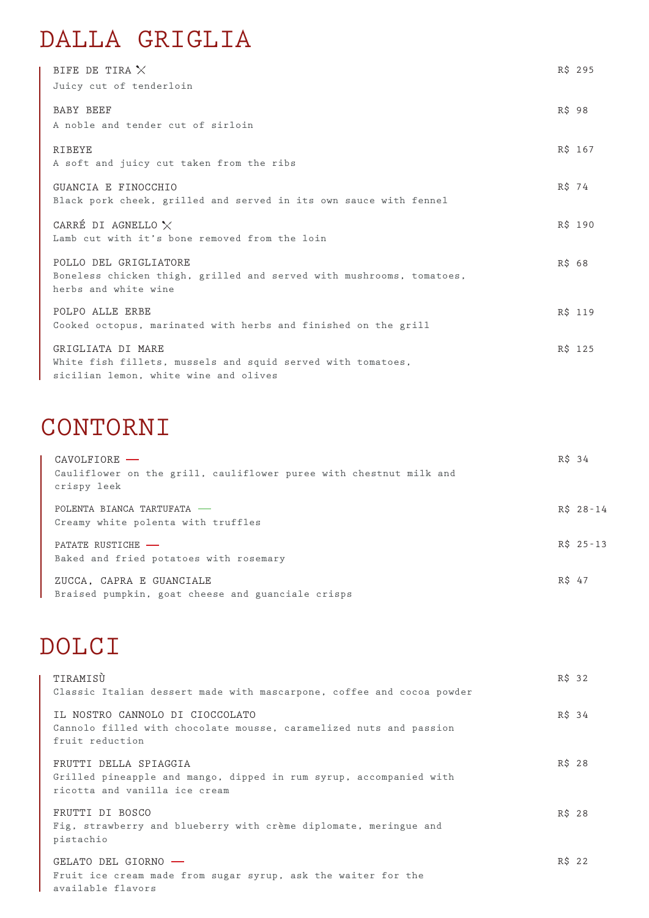# DALLA GRIGLIA

**BIFE DE TIRA** ✕ — R$ 295
Juicy cut of tenderloin

**BABY BEEF** — R$ 98
A noble and tender cut of sirloin

**RIBEYE** — R$ 167
A soft and juicy cut taken from the ribs

**GUANCIA E FINOCCHIO** — R$ 74
Black pork cheek, grilled and served in its own sauce with fennel

**CARRÉ DI AGNELLO** ✕ — R$ 190
Lamb cut with it's bone removed from the loin

**POLLO DEL GRIGLIATORE** — R$ 68
Boneless chicken thigh, grilled and served with mushrooms, tomatoes, herbs and white wine

**POLPO ALLE ERBE** — R$ 119
Cooked octopus, marinated with herbs and finished on the grill

**GRIGLIATA DI MARE** — R$ 125
White fish fillets, mussels and squid served with tomatoes, sicilian lemon, white wine and olives

# CONTORNI

**CAVOLFIORE** — R$ 34
Cauliflower on the grill, cauliflower puree with chestnut milk and crispy leek

**POLENTA BIANCA TARTUFATA** — R$ 28-14
Creamy white polenta with truffles

**PATATE RUSTICHE** — R$ 25-13
Baked and fried potatoes with rosemary

**ZUCCA, CAPRA E GUANCIALE** — R$ 47
Braised pumpkin, goat cheese and guanciale crisps

# DOLCI

**TIRAMISÙ** — R$ 32
Classic Italian dessert made with mascarpone, coffee and cocoa powder

**IL NOSTRO CANNOLO DI CIOCCOLATO** — R$ 34
Cannolo filled with chocolate mousse, caramelized nuts and passion fruit reduction

**FRUTTI DELLA SPIAGGIA** — R$ 28
Grilled pineapple and mango, dipped in rum syrup, accompanied with ricotta and vanilla ice cream

**FRUTTI DI BOSCO** — R$ 28
Fig, strawberry and blueberry with crème diplomate, meringue and pistachio

**GELATO DEL GIORNO** — R$ 22
Fruit ice cream made from sugar syrup, ask the waiter for the available flavors